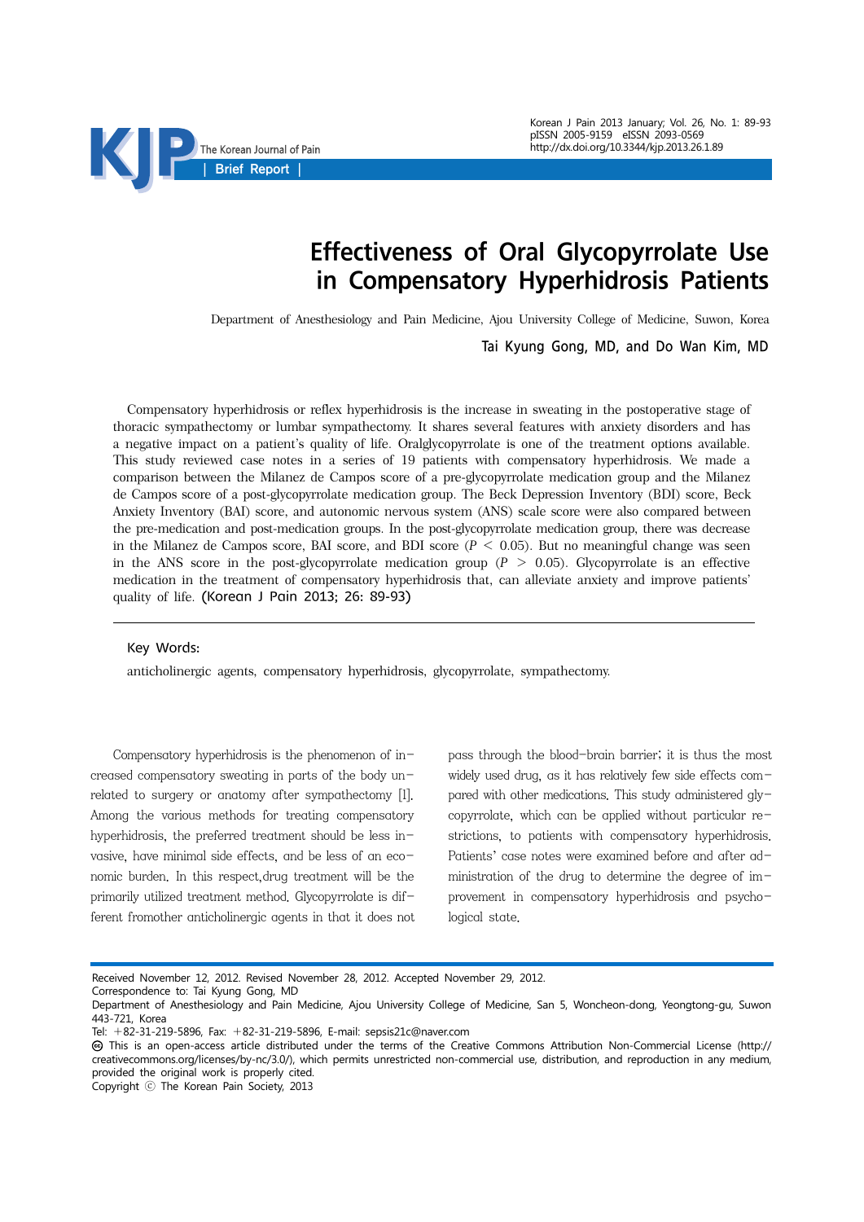Brief Report

# Effectiveness of Oral Glycopyrrolate Use in Compensatory Hyperhidrosis Patients

Department of Anesthesiology and Pain Medicine, Ajou University College of Medicine, Suwon, Korea

**Tai Kyung Gong, MD, and Do Wan Kim, MD**

Compensatory hyperhidrosis or reflex hyperhidrosis is the increase in sweating in the postoperative stage of thoracic sympathectomy or lumbar sympathectomy. It shares several features with anxiety disorders and has a negative impact on a patient's quality of life. Oralglycopyrrolate is one of the treatment options available. This study reviewed case notes in a series of 19 patients with compensatory hyperhidrosis. We made a comparison between the Milanez de Campos score of a pre-glycopyrrolate medication group and the Milanez de Campos score of a post-glycopyrrolate medication group. The Beck Depression Inventory (BDI) score, Beck Anxiety Inventory (BAI) score, and autonomic nervous system (ANS) scale score were also compared between the pre-medication and post-medication groups. In the post-glycopyrrolate medication group, there was decrease in the Milanez de Campos score, BAI score, and BDI score ($P < 0.05$). But no meaningful change was seen in the ANS score in the post-glycopyrrolate medication group ($P > 0.05$). Glycopyrrolate is an effective medication in the treatment of compensatory hyperhidrosis that, can alleviate anxiety and improve patients' quality of life. (Korean J Pain 2013; 26: 89-93)

**Key Words:**

anticholinergic agents, compensatory hyperhidrosis, glycopyrrolate, sympathectomy.

Compensatory hyperhidrosis is the phenomenon of increased compensatory sweating in parts of the body unrelated to surgery or anatomy after sympathectomy [1]. Among the various methods for treating compensatory hyperhidrosis, the preferred treatment should be less invasive, have minimal side effects, and be less of an economic burden. In this respect,drug treatment will be the primarily utilized treatment method. Glycopyrrolate is different fromother anticholinergic agents in that it does not pass through the blood-brain barrier; it is thus the most widely used drug, as it has relatively few side effects compared with other medications. This study administered glycopyrrolate, which can be applied without particular restrictions, to patients with compensatory hyperhidrosis. Patients' case notes were examined before and after administration of the drug to determine the degree of improvement in compensatory hyperhidrosis and psychological state.

Received November 12, 2012. Revised November 28, 2012. Accepted November 29, 2012.
Correspondence to: Tai Kyung Gong, MD
Department of Anesthesiology and Pain Medicine, Ajou University College of Medicine, San 5, Woncheon-dong, Yeongtong-gu, Suwon 443-721, Korea
Tel: +82-31-219-5896, Fax: +82-31-219-5896, E-mail: sepsis21c@naver.com
This is an open-access article distributed under the terms of the Creative Commons Attribution Non-Commercial License (http://creativecommons.org/licenses/by-nc/3.0/), which permits unrestricted non-commercial use, distribution, and reproduction in any medium, provided the original work is properly cited.
Copyright ⓒ The Korean Pain Society, 2013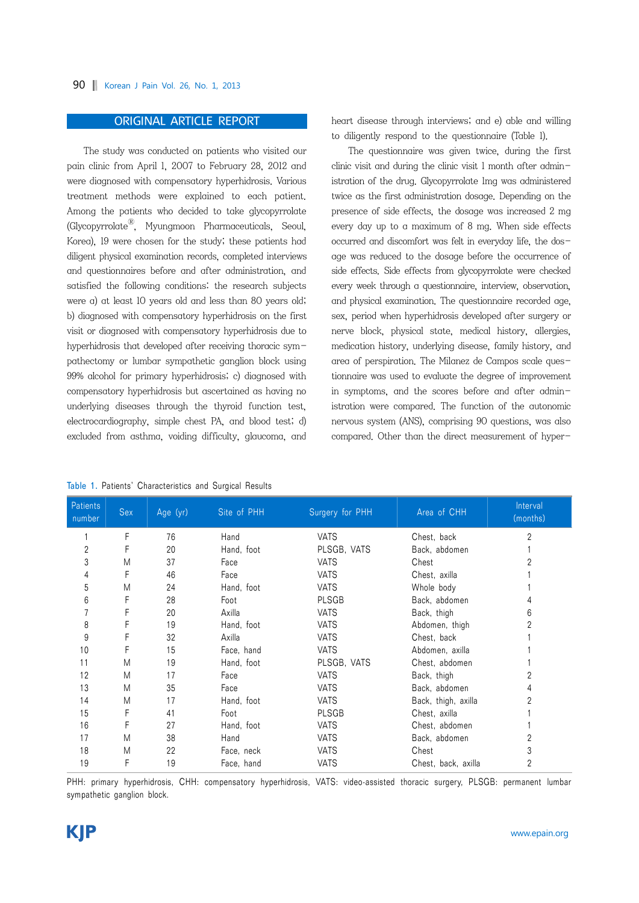## ORIGINAL ARTICLE REPORT

The study was conducted on patients who visited our pain clinic from April 1, 2007 to February 28, 2012 and were diagnosed with compensatory hyperhidrosis. Various treatment methods were explained to each patient. Among the patients who decided to take glycopyrrolate (Glycopyrrolate®, Myungmoon Pharmaceuticals, Seoul, Korea), 19 were chosen for the study; these patients had diligent physical examination records, completed interviews and questionnaires before and after administration, and satisfied the following conditions: the research subjects were a) at least 10 years old and less than 80 years old; b) diagnosed with compensatory hyperhidrosis on the first visit or diagnosed with compensatory hyperhidrosis due to hyperhidrosis that developed after receiving thoracic sympathectomy or lumbar sympathetic ganglion block using 99% alcohol for primary hyperhidrosis; c) diagnosed with compensatory hyperhidrosis but ascertained as having no underlying diseases through the thyroid function test, electrocardiography, simple chest PA, and blood test; d) excluded from asthma, voiding difficulty, glaucoma, and heart disease through interviews; and e) able and willing to diligently respond to the questionnaire (Table 1).

The questionnaire was given twice, during the first clinic visit and during the clinic visit 1 month after administration of the drug. Glycopyrrolate 1mg was administered twice as the first administration dosage. Depending on the presence of side effects, the dosage was increased 2 mg every day up to a maximum of 8 mg. When side effects occurred and discomfort was felt in everyday life, the dosage was reduced to the dosage before the occurrence of side effects. Side effects from glycopyrrolate were checked every week through a questionnaire, interview, observation, and physical examination. The questionnaire recorded age, sex, period when hyperhidrosis developed after surgery or nerve block, physical state, medical history, allergies, medication history, underlying disease, family history, and area of perspiration. The Milanez de Campos scale questionnaire was used to evaluate the degree of improvement in symptoms, and the scores before and after administration were compared. The function of the autonomic nervous system (ANS), comprising 90 questions, was also compared. Other than the direct measurement of hyper-

Table 1. Patients' Characteristics and Surgical Results

| Patients number | Sex | Age (yr) | Site of PHH | Surgery for PHH | Area of CHH | Interval (months) |
|---|---|---|---|---|---|---|
| 1 | F | 76 | Hand | VATS | Chest, back | 2 |
| 2 | F | 20 | Hand, foot | PLSGB, VATS | Back, abdomen | 1 |
| 3 | M | 37 | Face | VATS | Chest | 2 |
| 4 | F | 46 | Face | VATS | Chest, axilla | 1 |
| 5 | M | 24 | Hand, foot | VATS | Whole body | 1 |
| 6 | F | 28 | Foot | PLSGB | Back, abdomen | 4 |
| 7 | F | 20 | Axilla | VATS | Back, thigh | 6 |
| 8 | F | 19 | Hand, foot | VATS | Abdomen, thigh | 2 |
| 9 | F | 32 | Axilla | VATS | Chest, back | 1 |
| 10 | F | 15 | Face, hand | VATS | Abdomen, axilla | 1 |
| 11 | M | 19 | Hand, foot | PLSGB, VATS | Chest, abdomen | 1 |
| 12 | M | 17 | Face | VATS | Back, thigh | 2 |
| 13 | M | 35 | Face | VATS | Back, abdomen | 4 |
| 14 | M | 17 | Hand, foot | VATS | Back, thigh, axilla | 2 |
| 15 | F | 41 | Foot | PLSGB | Chest, axilla | 1 |
| 16 | F | 27 | Hand, foot | VATS | Chest, abdomen | 1 |
| 17 | M | 38 | Hand | VATS | Back, abdomen | 2 |
| 18 | M | 22 | Face, neck | VATS | Chest | 3 |
| 19 | F | 19 | Face, hand | VATS | Chest, back, axilla | 2 |

PHH: primary hyperhidrosis, CHH: compensatory hyperhidrosis, VATS: video-assisted thoracic surgery, PLSGB: permanent lumbar sympathetic ganglion block.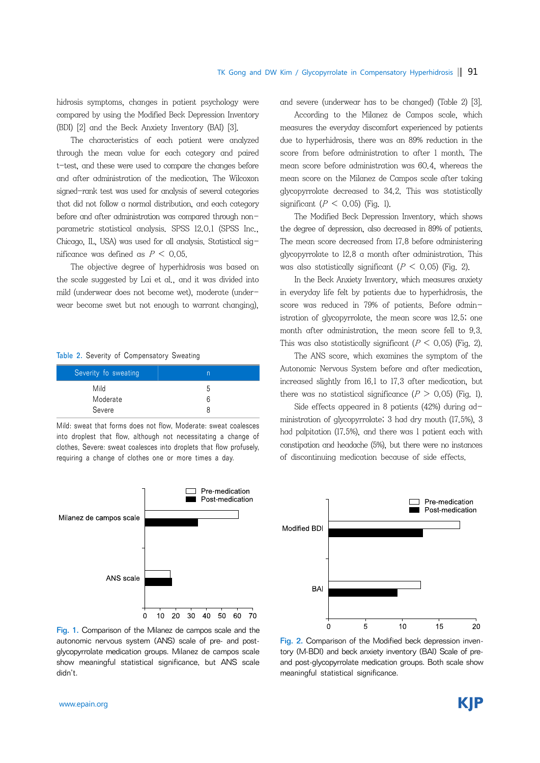hidrosis symptoms, changes in patient psychology were compared by using the Modified Beck Depression Inventory (BDI) [2] and the Beck Anxiety Inventory (BAI) [3].

The characteristics of each patient were analyzed through the mean value for each category and paired t-test, and these were used to compare the changes before and after administration of the medication. The Wilcoxon signed-rank test was used for analysis of several categories that did not follow a normal distribution, and each category before and after administration was compared through non-parametric statistical analysis. SPSS 12.0.1 (SPSS Inc., Chicago, IL, USA) was used for all analysis. Statistical significance was defined as $P < 0.05$.

The objective degree of hyperhidrosis was based on the scale suggested by Lai et al., and it was divided into mild (underwear does not become wet), moderate (underwear become swet but not enough to warrant changing), and severe (underwear has to be changed) (Table 2) [3].

Table 2. Severity of Compensatory Sweating

| Severity fo sweating | n |
|---|---|
| Mild | 5 |
| Moderate | 6 |
| Severe | 8 |

Mild: sweat that forms does not flow, Moderate: sweat coalesces into droplest that flow, although not necessitating a change of clothes, Severe: sweat coalesces into droplets that flow profusely, requiring a change of clothes one or more times a day.

According to the Milanez de Campos scale, which measures the everyday discomfort experienced by patients due to hyperhidrosis, there was an 89% reduction in the score from before administration to after 1 month. The mean score before administration was 60.4, whereas the mean score on the Milanez de Campos scale after taking glycopyrrolate decreased to 34.2. This was statistically significant ($P < 0.05$) (Fig. 1).

The Modified Beck Depression Inventory, which shows the degree of depression, also decreased in 89% of patients. The mean score decreased from 17.8 before administering glycopyrrolate to 12.8 a month after administration. This was also statistically significant ($P < 0.05$) (Fig. 2).

In the Beck Anxiety Inventory, which measures anxiety in everyday life felt by patients due to hyperhidrosis, the score was reduced in 79% of patients. Before administration of glycopyrrolate, the mean score was 12.5; one month after administration, the mean score fell to 9.3. This was also statistically significant ($P < 0.05$) (Fig. 2).

The ANS score, which examines the symptom of the Autonomic Nervous System before and after medication, increased slightly from 16.1 to 17.3 after medication, but there was no statistical significance ($P > 0.05$) (Fig. 1).

Side effects appeared in 8 patients (42%) during administration of glycopyrrolate; 3 had dry mouth (17.5%), 3 had palpitation (17.5%), and there was 1 patient each with constipation and headache (5%), but there were no instances of discontinuing medication because of side effects.

Fig. 1. Comparison of the Milanez de campos scale and the autonomic nervous system (ANS) scale of pre- and post-glycopyrrolate medication groups. Milanez de campos scale show meaningful statistical significance, but ANS scale didn't.

Fig. 2. Comparison of the Modified beck depression inventory (M-BDI) and beck anxiety inventory (BAI) Scale of pre- and post-glycopyrrolate medication groups. Both scale show meaningful statistical significance.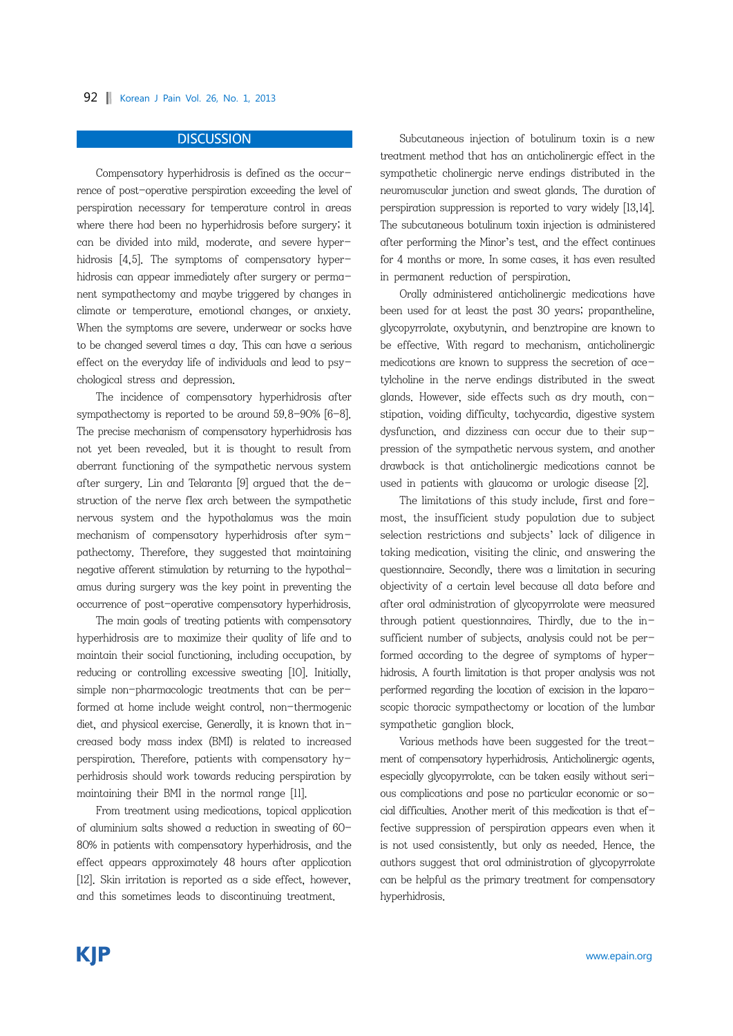## DISCUSSION

Compensatory hyperhidrosis is defined as the occurrence of post-operative perspiration exceeding the level of perspiration necessary for temperature control in areas where there had been no hyperhidrosis before surgery; it can be divided into mild, moderate, and severe hyperhidrosis [4,5]. The symptoms of compensatory hyperhidrosis can appear immediately after surgery or permanent sympathectomy and maybe triggered by changes in climate or temperature, emotional changes, or anxiety. When the symptoms are severe, underwear or socks have to be changed several times a day. This can have a serious effect on the everyday life of individuals and lead to psychological stress and depression.

The incidence of compensatory hyperhidrosis after sympathectomy is reported to be around 59.8–90% [6-8]. The precise mechanism of compensatory hyperhidrosis has not yet been revealed, but it is thought to result from aberrant functioning of the sympathetic nervous system after surgery. Lin and Telaranta [9] argued that the destruction of the nerve flex arch between the sympathetic nervous system and the hypothalamus was the main mechanism of compensatory hyperhidrosis after sympathectomy. Therefore, they suggested that maintaining negative afferent stimulation by returning to the hypothalamus during surgery was the key point in preventing the occurrence of post-operative compensatory hyperhidrosis.

The main goals of treating patients with compensatory hyperhidrosis are to maximize their quality of life and to maintain their social functioning, including occupation, by reducing or controlling excessive sweating [10]. Initially, simple non-pharmacologic treatments that can be performed at home include weight control, non-thermogenic diet, and physical exercise. Generally, it is known that increased body mass index (BMI) is related to increased perspiration. Therefore, patients with compensatory hyperhidrosis should work towards reducing perspiration by maintaining their BMI in the normal range [11].

From treatment using medications, topical application of aluminium salts showed a reduction in sweating of 60–80% in patients with compensatory hyperhidrosis, and the effect appears approximately 48 hours after application [12]. Skin irritation is reported as a side effect, however, and this sometimes leads to discontinuing treatment.

Subcutaneous injection of botulinum toxin is a new treatment method that has an anticholinergic effect in the sympathetic cholinergic nerve endings distributed in the neuromuscular junction and sweat glands. The duration of perspiration suppression is reported to vary widely [13,14]. The subcutaneous botulinum toxin injection is administered after performing the Minor's test, and the effect continues for 4 months or more. In some cases, it has even resulted in permanent reduction of perspiration.

Orally administered anticholinergic medications have been used for at least the past 30 years; propantheline, glycopyrrolate, oxybutynin, and benztropine are known to be effective. With regard to mechanism, anticholinergic medications are known to suppress the secretion of acetylcholine in the nerve endings distributed in the sweat glands. However, side effects such as dry mouth, constipation, voiding difficulty, tachycardia, digestive system dysfunction, and dizziness can occur due to their suppression of the sympathetic nervous system, and another drawback is that anticholinergic medications cannot be used in patients with glaucoma or urologic disease [2].

The limitations of this study include, first and foremost, the insufficient study population due to subject selection restrictions and subjects' lack of diligence in taking medication, visiting the clinic, and answering the questionnaire. Secondly, there was a limitation in securing objectivity of a certain level because all data before and after oral administration of glycopyrrolate were measured through patient questionnaires. Thirdly, due to the insufficient number of subjects, analysis could not be performed according to the degree of symptoms of hyperhidrosis. A fourth limitation is that proper analysis was not performed regarding the location of excision in the laparoscopic thoracic sympathectomy or location of the lumbar sympathetic ganglion block.

Various methods have been suggested for the treatment of compensatory hyperhidrosis. Anticholinergic agents, especially glycopyrrolate, can be taken easily without serious complications and pose no particular economic or social difficulties. Another merit of this medication is that effective suppression of perspiration appears even when it is not used consistently, but only as needed. Hence, the authors suggest that oral administration of glycopyrrolate can be helpful as the primary treatment for compensatory hyperhidrosis.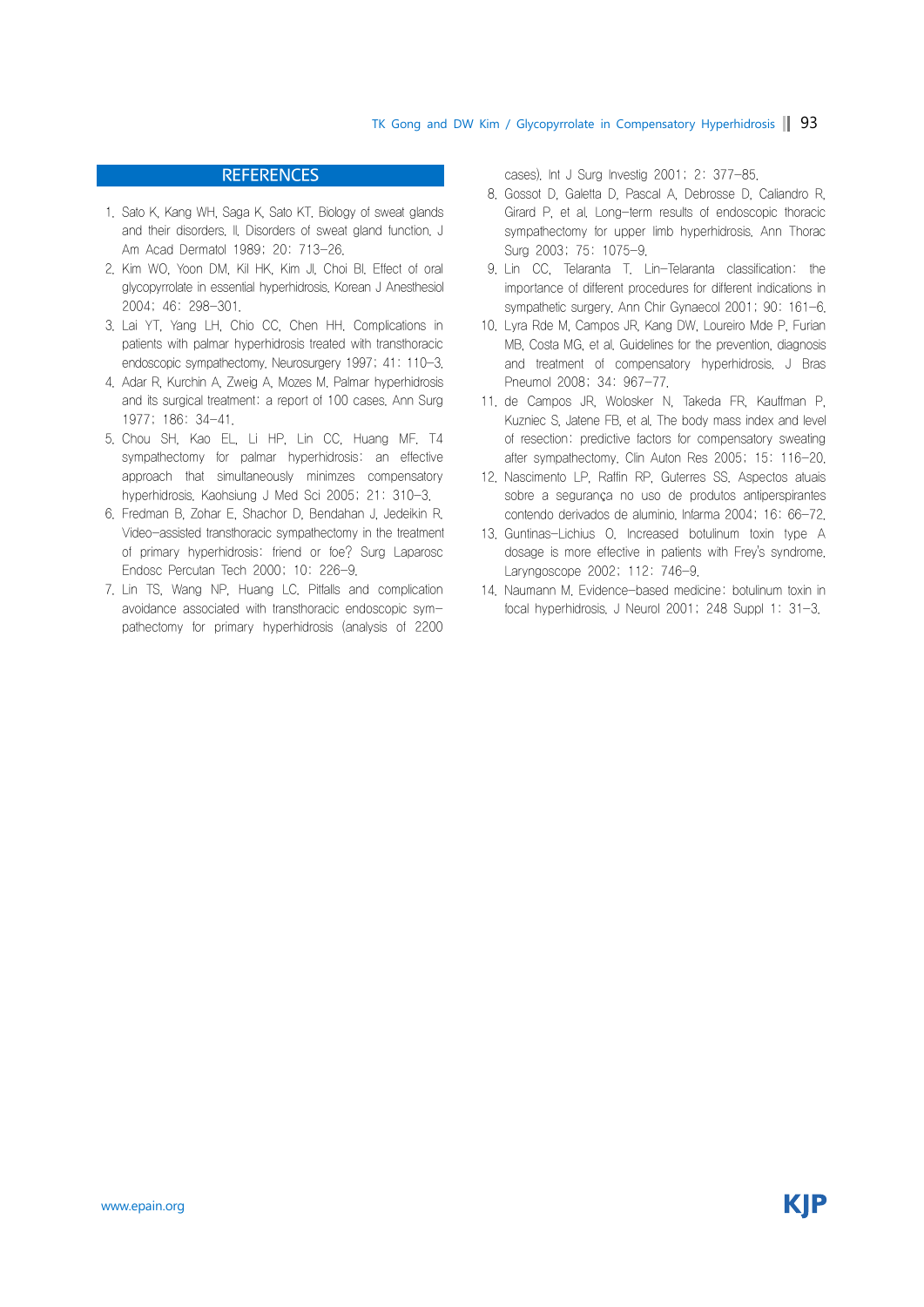## REFERENCES

1. Sato K, Kang WH, Saga K, Sato KT. Biology of sweat glands and their disorders. II. Disorders of sweat gland function. J Am Acad Dermatol 1989; 20: 713-26.
2. Kim WO, Yoon DM, Kil HK, Kim JI, Choi BI. Effect of oral glycopyrrolate in essential hyperhidrosis. Korean J Anesthesiol 2004; 46: 298-301.
3. Lai YT, Yang LH, Chio CC, Chen HH. Complications in patients with palmar hyperhidrosis treated with transthoracic endoscopic sympathectomy. Neurosurgery 1997; 41: 110-3.
4. Adar R, Kurchin A, Zweig A, Mozes M. Palmar hyperhidrosis and its surgical treatment: a report of 100 cases. Ann Surg 1977; 186: 34-41.
5. Chou SH, Kao EL, Li HP, Lin CC, Huang MF. T4 sympathectomy for palmar hyperhidrosis: an effective approach that simultaneously minimzes compensatory hyperhidrosis. Kaohsiung J Med Sci 2005; 21: 310-3.
6. Fredman B, Zohar E, Shachor D, Bendahan J, Jedeikin R. Video-assisted transthoracic sympathectomy in the treatment of primary hyperhidrosis: friend or foe? Surg Laparosc Endosc Percutan Tech 2000; 10: 226-9.
7. Lin TS, Wang NP, Huang LC. Pitfalls and complication avoidance associated with transthoracic endoscopic sympathectomy for primary hyperhidrosis (analysis of 2200 cases). Int J Surg Investig 2001; 2: 377-85.
8. Gossot D, Galetta D, Pascal A, Debrosse D, Caliandro R, Girard P, et al. Long-term results of endoscopic thoracic sympathectomy for upper limb hyperhidrosis. Ann Thorac Surg 2003; 75: 1075-9.
9. Lin CC, Telaranta T. Lin-Telaranta classification: the importance of different procedures for different indications in sympathetic surgery. Ann Chir Gynaecol 2001; 90: 161-6.
10. Lyra Rde M, Campos JR, Kang DW, Loureiro Mde P, Furian MB, Costa MG, et al. Guidelines for the prevention, diagnosis and treatment of compensatory hyperhidrosis. J Bras Pneumol 2008; 34: 967-77.
11. de Campos JR, Wolosker N, Takeda FR, Kauffman P, Kuzniec S, Jatene FB, et al. The body mass index and level of resection: predictive factors for compensatory sweating after sympathectomy. Clin Auton Res 2005; 15: 116-20.
12. Nascimento LP, Raffin RP, Guterres SS. Aspectos atuais sobre a segurança no uso de produtos antiperspirantes contendo derivados de aluminio. Infarma 2004; 16: 66-72.
13. Guntinas-Lichius O. Increased botulinum toxin type A dosage is more effective in patients with Frey's syndrome. Laryngoscope 2002; 112: 746-9.
14. Naumann M. Evidence-based medicine: botulinum toxin in focal hyperhidrosis. J Neurol 2001; 248 Suppl 1: 31-3.